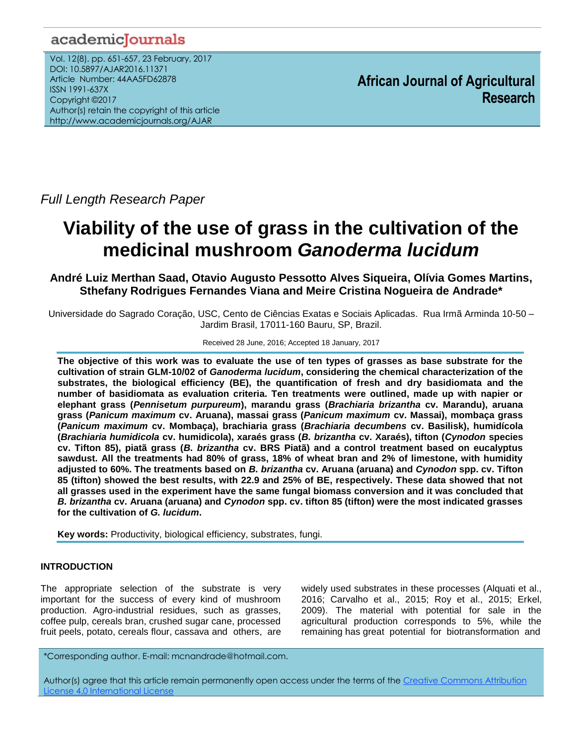Full Length Research Paper

# Viability of the use of grass in the cultivation of the medicinal mushroom *Ganoderma lucidum*

**André Luiz Merthan Saad, Otavio Augusto Pessotto Alves Siqueira, Olívia Gomes Martins, Sthefany Rodrigues Fernandes Viana and Meire Cristina Nogueira de Andrade***

Universidade do Sagrado Coração, USC, Cento de Ciências Exatas e Sociais Aplicadas. Rua Irmã Arminda 10-50 – Jardim Brasil, 17011-160 Bauru, SP, Brazil.

Received 28 June, 2016; Accepted 18 January, 2017

**The objective of this work was to evaluate the use of ten types of grasses as base substrate for the cultivation of strain GLM-10/02 of *Ganoderma lucidum*, considering the chemical characterization of the substrates, the biological efficiency (BE), the quantification of fresh and dry basidiomata and the number of basidiomata as evaluation criteria. Ten treatments were outlined, made up with napier or elephant grass (*Pennisetum purpureum*), marandu grass (*Brachiaria brizantha* cv. Marandu), aruana grass (*Panicum maximum* cv. Aruana), massai grass (*Panicum maximum* cv. Massai), mombaça grass (*Panicum maximum* cv. Mombaça), brachiaria grass (*Brachiaria decumbens* cv. Basilisk), humidícola (*Brachiaria humidicola* cv. humidicola), xaraés grass (*B. brizantha* cv. Xaraés), tifton (*Cynodon* species cv. Tifton 85), piatã grass (*B. brizantha* cv. BRS Piatã) and a control treatment based on eucalyptus sawdust. All the treatments had 80% of grass, 18% of wheat bran and 2% of limestone, with humidity adjusted to 60%. The treatments based on *B. brizantha* cv. Aruana (aruana) and *Cynodon* spp. cv. Tifton 85 (tifton) showed the best results, with 22.9 and 25% of BE, respectively. These data showed that not all grasses used in the experiment have the same fungal biomass conversion and it was concluded that *B. brizantha* cv. Aruana (aruana) and *Cynodon* spp. cv. tifton 85 (tifton) were the most indicated grasses for the cultivation of *G. lucidum*.**

**Key words:** Productivity, biological efficiency, substrates, fungi.

## INTRODUCTION

The appropriate selection of the substrate is very important for the success of every kind of mushroom production. Agro-industrial residues, such as grasses, coffee pulp, cereals bran, crushed sugar cane, processed fruit peels, potato, cereals flour, cassava and others, are widely used substrates in these processes (Alquati et al., 2016; Carvalho et al., 2015; Roy et al., 2015; Erkel, 2009). The material with potential for sale in the agricultural production corresponds to 5%, while the remaining has great potential for biotransformation and

*Corresponding author. E-mail: mcnandrade@hotmail.com.

Author(s) agree that this article remain permanently open access under the terms of the Creative Commons Attribution License 4.0 International License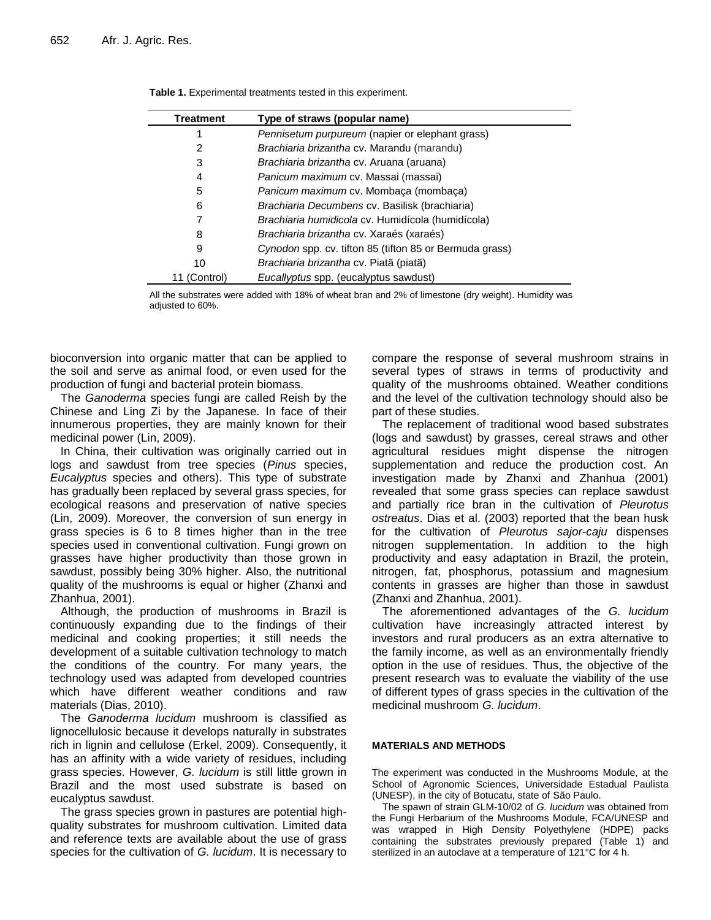**Table 1.** Experimental treatments tested in this experiment.

| Treatment | Type of straws (popular name) |
|---|---|
| 1 | *Pennisetum purpureum* (napier or elephant grass) |
| 2 | *Brachiaria brizantha* cv. Marandu (marandu) |
| 3 | *Brachiaria brizantha* cv. Aruana (aruana) |
| 4 | *Panicum maximum* cv. Massai (massai) |
| 5 | *Panicum maximum* cv. Mombaça (mombaça) |
| 6 | *Brachiaria Decumbens* cv. Basilisk (brachiaria) |
| 7 | *Brachiaria humidicola* cv. Humidícola (humidícola) |
| 8 | *Brachiaria brizantha* cv. Xaraés (xaraés) |
| 9 | *Cynodon* spp. cv. tifton 85 (tifton 85 or Bermuda grass) |
| 10 | *Brachiaria brizantha* cv. Piatã (piatã) |
| 11 (Control) | *Eucallyptus* spp. (eucalyptus sawdust) |

All the substrates were added with 18% of wheat bran and 2% of limestone (dry weight). Humidity was adjusted to 60%.

bioconversion into organic matter that can be applied to the soil and serve as animal food, or even used for the production of fungi and bacterial protein biomass.

The *Ganoderma* species fungi are called Reish by the Chinese and Ling Zi by the Japanese. In face of their innumerous properties, they are mainly known for their medicinal power (Lin, 2009).

In China, their cultivation was originally carried out in logs and sawdust from tree species (*Pinus* species, *Eucalyptus* species and others). This type of substrate has gradually been replaced by several grass species, for ecological reasons and preservation of native species (Lin, 2009). Moreover, the conversion of sun energy in grass species is 6 to 8 times higher than in the tree species used in conventional cultivation. Fungi grown on grasses have higher productivity than those grown in sawdust, possibly being 30% higher. Also, the nutritional quality of the mushrooms is equal or higher (Zhanxi and Zhanhua, 2001).

Although, the production of mushrooms in Brazil is continuously expanding due to the findings of their medicinal and cooking properties; it still needs the development of a suitable cultivation technology to match the conditions of the country. For many years, the technology used was adapted from developed countries which have different weather conditions and raw materials (Dias, 2010).

The *Ganoderma lucidum* mushroom is classified as lignocellulosic because it develops naturally in substrates rich in lignin and cellulose (Erkel, 2009). Consequently, it has an affinity with a wide variety of residues, including grass species. However, *G. lucidum* is still little grown in Brazil and the most used substrate is based on eucalyptus sawdust.

The grass species grown in pastures are potential high-quality substrates for mushroom cultivation. Limited data and reference texts are available about the use of grass species for the cultivation of *G. lucidum*. It is necessary to compare the response of several mushroom strains in several types of straws in terms of productivity and quality of the mushrooms obtained. Weather conditions and the level of the cultivation technology should also be part of these studies.

The replacement of traditional wood based substrates (logs and sawdust) by grasses, cereal straws and other agricultural residues might dispense the nitrogen supplementation and reduce the production cost. An investigation made by Zhanxi and Zhanhua (2001) revealed that some grass species can replace sawdust and partially rice bran in the cultivation of *Pleurotus ostreatus*. Dias et al. (2003) reported that the bean husk for the cultivation of *Pleurotus sajor-caju* dispenses nitrogen supplementation. In addition to the high productivity and easy adaptation in Brazil, the protein, nitrogen, fat, phosphorus, potassium and magnesium contents in grasses are higher than those in sawdust (Zhanxi and Zhanhua, 2001).

The aforementioned advantages of the *G. lucidum* cultivation have increasingly attracted interest by investors and rural producers as an extra alternative to the family income, as well as an environmentally friendly option in the use of residues. Thus, the objective of the present research was to evaluate the viability of the use of different types of grass species in the cultivation of the medicinal mushroom *G. lucidum*.

## MATERIALS AND METHODS

The experiment was conducted in the Mushrooms Module, at the School of Agronomic Sciences, Universidade Estadual Paulista (UNESP), in the city of Botucatu, state of São Paulo.

The spawn of strain GLM-10/02 of *G. lucidum* was obtained from the Fungi Herbarium of the Mushrooms Module, FCA/UNESP and was wrapped in High Density Polyethylene (HDPE) packs containing the substrates previously prepared (Table 1) and sterilized in an autoclave at a temperature of 121°C for 4 h.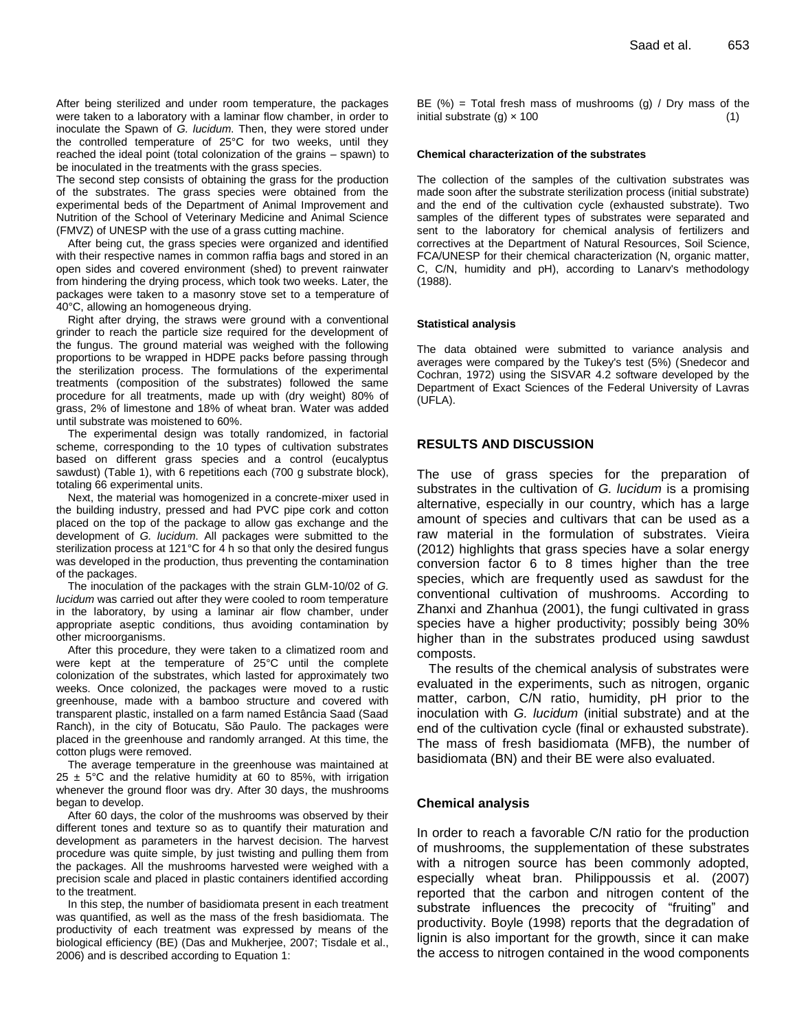After being sterilized and under room temperature, the packages were taken to a laboratory with a laminar flow chamber, in order to inoculate the Spawn of *G. lucidum*. Then, they were stored under the controlled temperature of 25°C for two weeks, until they reached the ideal point (total colonization of the grains – spawn) to be inoculated in the treatments with the grass species.

The second step consists of obtaining the grass for the production of the substrates. The grass species were obtained from the experimental beds of the Department of Animal Improvement and Nutrition of the School of Veterinary Medicine and Animal Science (FMVZ) of UNESP with the use of a grass cutting machine.

After being cut, the grass species were organized and identified with their respective names in common raffia bags and stored in an open sides and covered environment (shed) to prevent rainwater from hindering the drying process, which took two weeks. Later, the packages were taken to a masonry stove set to a temperature of 40°C, allowing an homogeneous drying.

Right after drying, the straws were ground with a conventional grinder to reach the particle size required for the development of the fungus. The ground material was weighed with the following proportions to be wrapped in HDPE packs before passing through the sterilization process. The formulations of the experimental treatments (composition of the substrates) followed the same procedure for all treatments, made up with (dry weight) 80% of grass, 2% of limestone and 18% of wheat bran. Water was added until substrate was moistened to 60%.

The experimental design was totally randomized, in factorial scheme, corresponding to the 10 types of cultivation substrates based on different grass species and a control (eucalyptus sawdust) (Table 1), with 6 repetitions each (700 g substrate block), totaling 66 experimental units.

Next, the material was homogenized in a concrete-mixer used in the building industry, pressed and had PVC pipe cork and cotton placed on the top of the package to allow gas exchange and the development of *G. lucidum*. All packages were submitted to the sterilization process at 121°C for 4 h so that only the desired fungus was developed in the production, thus preventing the contamination of the packages.

The inoculation of the packages with the strain GLM-10/02 of *G. lucidum* was carried out after they were cooled to room temperature in the laboratory, by using a laminar air flow chamber, under appropriate aseptic conditions, thus avoiding contamination by other microorganisms.

After this procedure, they were taken to a climatized room and were kept at the temperature of 25°C until the complete colonization of the substrates, which lasted for approximately two weeks. Once colonized, the packages were moved to a rustic greenhouse, made with a bamboo structure and covered with transparent plastic, installed on a farm named Estância Saad (Saad Ranch), in the city of Botucatu, São Paulo. The packages were placed in the greenhouse and randomly arranged. At this time, the cotton plugs were removed.

The average temperature in the greenhouse was maintained at 25 ± 5°C and the relative humidity at 60 to 85%, with irrigation whenever the ground floor was dry. After 30 days, the mushrooms began to develop.

After 60 days, the color of the mushrooms was observed by their different tones and texture so as to quantify their maturation and development as parameters in the harvest decision. The harvest procedure was quite simple, by just twisting and pulling them from the packages. All the mushrooms harvested were weighed with a precision scale and placed in plastic containers identified according to the treatment.

In this step, the number of basidiomata present in each treatment was quantified, as well as the mass of the fresh basidiomata. The productivity of each treatment was expressed by means of the biological efficiency (BE) (Das and Mukherjee, 2007; Tisdale et al., 2006) and is described according to Equation 1:

$$\text{BE (\%)} = \text{Total fresh mass of mushrooms (g)} / \text{Dry mass of the initial substrate (g)} \times 100 \quad (1)$$

#### Chemical characterization of the substrates

The collection of the samples of the cultivation substrates was made soon after the substrate sterilization process (initial substrate) and the end of the cultivation cycle (exhausted substrate). Two samples of the different types of substrates were separated and sent to the laboratory for chemical analysis of fertilizers and correctives at the Department of Natural Resources, Soil Science, FCA/UNESP for their chemical characterization (N, organic matter, C, C/N, humidity and pH), according to Lanarv's methodology (1988).

#### Statistical analysis

The data obtained were submitted to variance analysis and averages were compared by the Tukey's test (5%) (Snedecor and Cochran, 1972) using the SISVAR 4.2 software developed by the Department of Exact Sciences of the Federal University of Lavras (UFLA).

## RESULTS AND DISCUSSION

The use of grass species for the preparation of substrates in the cultivation of *G. lucidum* is a promising alternative, especially in our country, which has a large amount of species and cultivars that can be used as a raw material in the formulation of substrates. Vieira (2012) highlights that grass species have a solar energy conversion factor 6 to 8 times higher than the tree species, which are frequently used as sawdust for the conventional cultivation of mushrooms. According to Zhanxi and Zhanhua (2001), the fungi cultivated in grass species have a higher productivity; possibly being 30% higher than in the substrates produced using sawdust composts.

The results of the chemical analysis of substrates were evaluated in the experiments, such as nitrogen, organic matter, carbon, C/N ratio, humidity, pH prior to the inoculation with *G. lucidum* (initial substrate) and at the end of the cultivation cycle (final or exhausted substrate). The mass of fresh basidiomata (MFB), the number of basidiomata (BN) and their BE were also evaluated.

### Chemical analysis

In order to reach a favorable C/N ratio for the production of mushrooms, the supplementation of these substrates with a nitrogen source has been commonly adopted, especially wheat bran. Philippoussis et al. (2007) reported that the carbon and nitrogen content of the substrate influences the precocity of "fruiting" and productivity. Boyle (1998) reports that the degradation of lignin is also important for the growth, since it can make the access to nitrogen contained in the wood components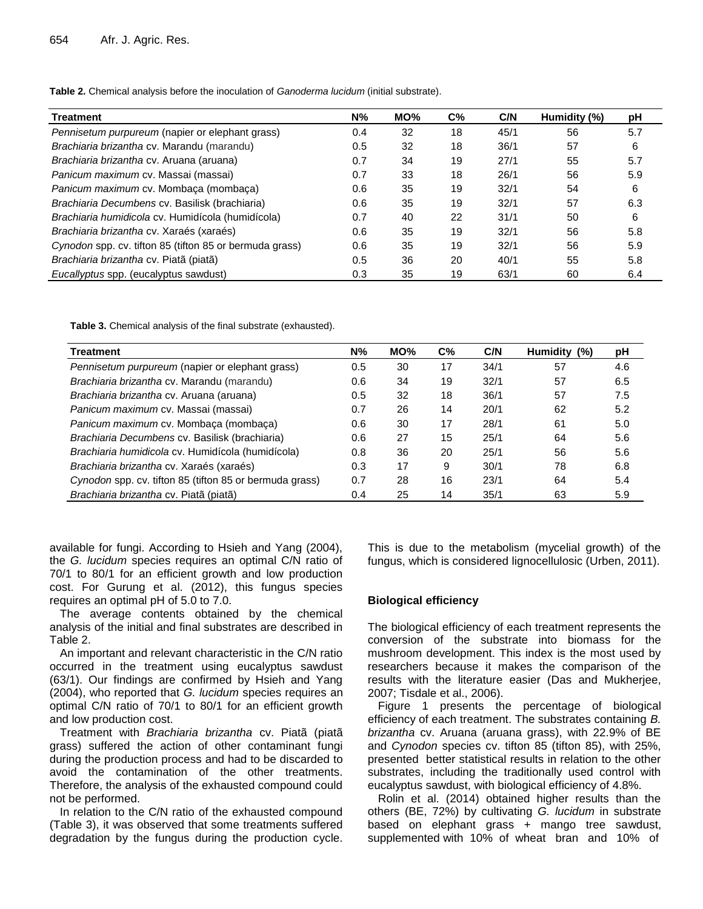**Table 2.** Chemical analysis before the inoculation of *Ganoderma lucidum* (initial substrate).

| Treatment | N% | MO% | C% | C/N | Humidity (%) | pH |
|---|---|---|---|---|---|---|
| *Pennisetum purpureum* (napier or elephant grass) | 0.4 | 32 | 18 | 45/1 | 56 | 5.7 |
| *Brachiaria brizantha* cv. Marandu (marandu) | 0.5 | 32 | 18 | 36/1 | 57 | 6 |
| *Brachiaria brizantha* cv. Aruana (aruana) | 0.7 | 34 | 19 | 27/1 | 55 | 5.7 |
| *Panicum maximum* cv. Massai (massai) | 0.7 | 33 | 18 | 26/1 | 56 | 5.9 |
| *Panicum maximum* cv. Mombaça (mombaça) | 0.6 | 35 | 19 | 32/1 | 54 | 6 |
| *Brachiaria Decumbens* cv. Basilisk (brachiaria) | 0.6 | 35 | 19 | 32/1 | 57 | 6.3 |
| *Brachiaria humidicola* cv. Humidícola (humidícola) | 0.7 | 40 | 22 | 31/1 | 50 | 6 |
| *Brachiaria brizantha* cv. Xaraés (xaraés) | 0.6 | 35 | 19 | 32/1 | 56 | 5.8 |
| *Cynodon* spp. cv. tifton 85 (tifton 85 or bermuda grass) | 0.6 | 35 | 19 | 32/1 | 56 | 5.9 |
| *Brachiaria brizantha* cv. Piatã (piatã) | 0.5 | 36 | 20 | 40/1 | 55 | 5.8 |
| *Eucallyptus* spp. (eucalyptus sawdust) | 0.3 | 35 | 19 | 63/1 | 60 | 6.4 |

**Table 3.** Chemical analysis of the final substrate (exhausted).

| Treatment | N% | MO% | C% | C/N | Humidity (%) | pH |
|---|---|---|---|---|---|---|
| *Pennisetum purpureum* (napier or elephant grass) | 0.5 | 30 | 17 | 34/1 | 57 | 4.6 |
| *Brachiaria brizantha* cv. Marandu (marandu) | 0.6 | 34 | 19 | 32/1 | 57 | 6.5 |
| *Brachiaria brizantha* cv. Aruana (aruana) | 0.5 | 32 | 18 | 36/1 | 57 | 7.5 |
| *Panicum maximum* cv. Massai (massai) | 0.7 | 26 | 14 | 20/1 | 62 | 5.2 |
| *Panicum maximum* cv. Mombaça (mombaça) | 0.6 | 30 | 17 | 28/1 | 61 | 5.0 |
| *Brachiaria Decumbens* cv. Basilisk (brachiaria) | 0.6 | 27 | 15 | 25/1 | 64 | 5.6 |
| *Brachiaria humidicola* cv. Humidícola (humidícola) | 0.8 | 36 | 20 | 25/1 | 56 | 5.6 |
| *Brachiaria brizantha* cv. Xaraés (xaraés) | 0.3 | 17 | 9 | 30/1 | 78 | 6.8 |
| *Cynodon* spp. cv. tifton 85 (tifton 85 or bermuda grass) | 0.7 | 28 | 16 | 23/1 | 64 | 5.4 |
| *Brachiaria brizantha* cv. Piatã (piatã) | 0.4 | 25 | 14 | 35/1 | 63 | 5.9 |

available for fungi. According to Hsieh and Yang (2004), the *G. lucidum* species requires an optimal C/N ratio of 70/1 to 80/1 for an efficient growth and low production cost. For Gurung et al. (2012), this fungus species requires an optimal pH of 5.0 to 7.0.

The average contents obtained by the chemical analysis of the initial and final substrates are described in Table 2.

An important and relevant characteristic in the C/N ratio occurred in the treatment using eucalyptus sawdust (63/1). Our findings are confirmed by Hsieh and Yang (2004), who reported that *G. lucidum* species requires an optimal C/N ratio of 70/1 to 80/1 for an efficient growth and low production cost.

Treatment with *Brachiaria brizantha* cv. Piatã (piatã grass) suffered the action of other contaminant fungi during the production process and had to be discarded to avoid the contamination of the other treatments. Therefore, the analysis of the exhausted compound could not be performed.

In relation to the C/N ratio of the exhausted compound (Table 3), it was observed that some treatments suffered degradation by the fungus during the production cycle. This is due to the metabolism (mycelial growth) of the fungus, which is considered lignocellulosic (Urben, 2011).

## Biological efficiency

The biological efficiency of each treatment represents the conversion of the substrate into biomass for the mushroom development. This index is the most used by researchers because it makes the comparison of the results with the literature easier (Das and Mukherjee, 2007; Tisdale et al., 2006).

Figure 1 presents the percentage of biological efficiency of each treatment. The substrates containing *B. brizantha* cv. Aruana (aruana grass), with 22.9% of BE and *Cynodon* species cv. tifton 85 (tifton 85), with 25%, presented better statistical results in relation to the other substrates, including the traditionally used control with eucalyptus sawdust, with biological efficiency of 4.8%.

Rolin et al. (2014) obtained higher results than the others (BE, 72%) by cultivating *G. lucidum* in substrate based on elephant grass + mango tree sawdust, supplemented with 10% of wheat bran and 10% of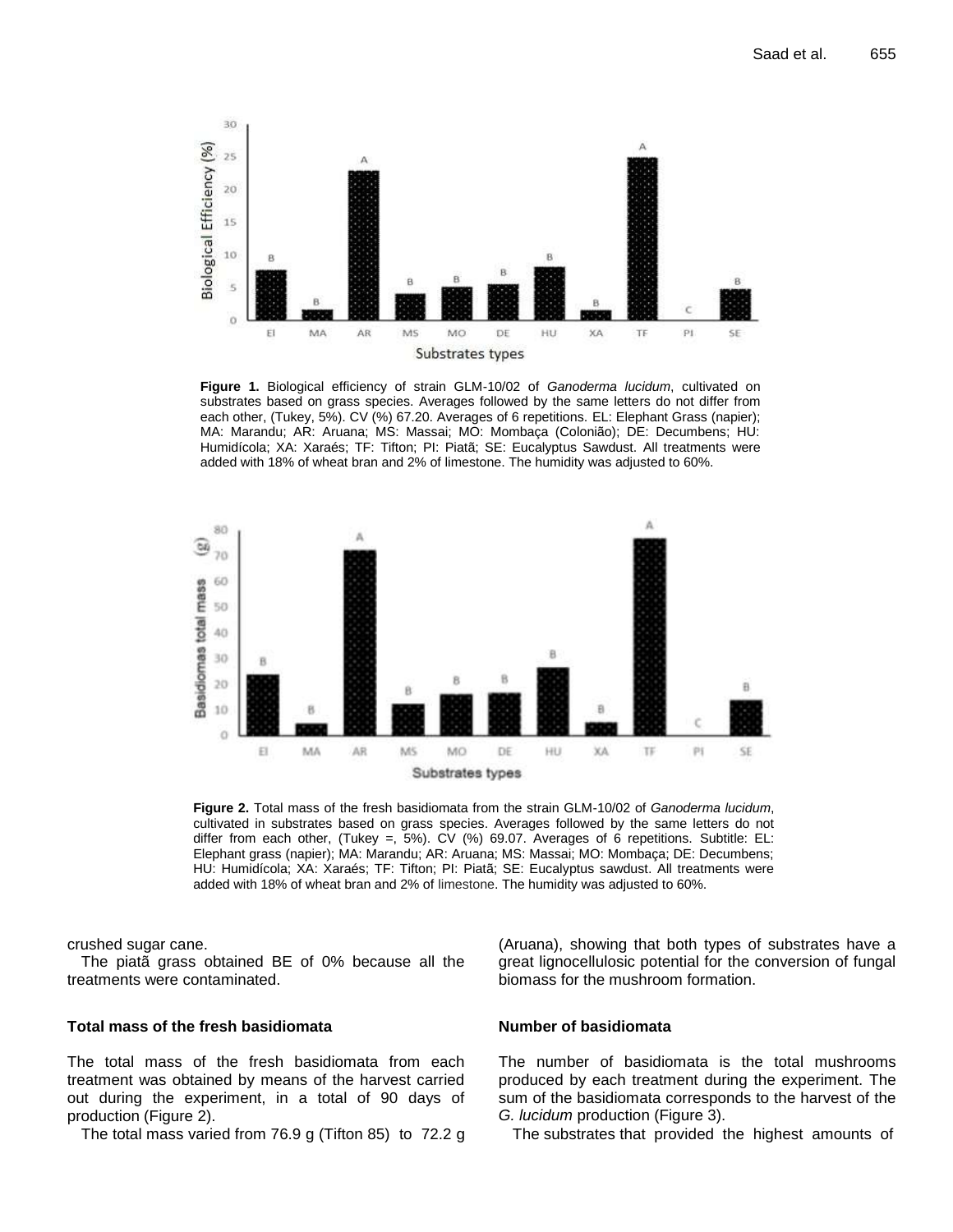**Figure 1.** Biological efficiency of strain GLM-10/02 of *Ganoderma lucidum*, cultivated on substrates based on grass species. Averages followed by the same letters do not differ from each other, (Tukey, 5%). CV (%) 67.20. Averages of 6 repetitions. EL: Elephant Grass (napier); MA: Marandu; AR: Aruana; MS: Massai; MO: Mombaça (Colonião); DE: Decumbens; HU: Humidícola; XA: Xaraés; TF: Tifton; PI: Piatã; SE: Eucalyptus Sawdust. All treatments were added with 18% of wheat bran and 2% of limestone. The humidity was adjusted to 60%.

**Figure 2.** Total mass of the fresh basidiomata from the strain GLM-10/02 of *Ganoderma lucidum*, cultivated in substrates based on grass species. Averages followed by the same letters do not differ from each other, (Tukey =, 5%). CV (%) 69.07. Averages of 6 repetitions. Subtitle: EL: Elephant grass (napier); MA: Marandu; AR: Aruana; MS: Massai; MO: Mombaça; DE: Decumbens; HU: Humidícola; XA: Xaraés; TF: Tifton; PI: Piatã; SE: Eucalyptus sawdust. All treatments were added with 18% of wheat bran and 2% of limestone. The humidity was adjusted to 60%.

crushed sugar cane.

The piatã grass obtained BE of 0% because all the treatments were contaminated.

### Total mass of the fresh basidiomata

The total mass of the fresh basidiomata from each treatment was obtained by means of the harvest carried out during the experiment, in a total of 90 days of production (Figure 2).

The total mass varied from 76.9 g (Tifton 85) to 72.2 g (Aruana), showing that both types of substrates have a great lignocellulosic potential for the conversion of fungal biomass for the mushroom formation.

### Number of basidiomata

The number of basidiomata is the total mushrooms produced by each treatment during the experiment. The sum of the basidiomata corresponds to the harvest of the *G. lucidum* production (Figure 3).

The substrates that provided the highest amounts of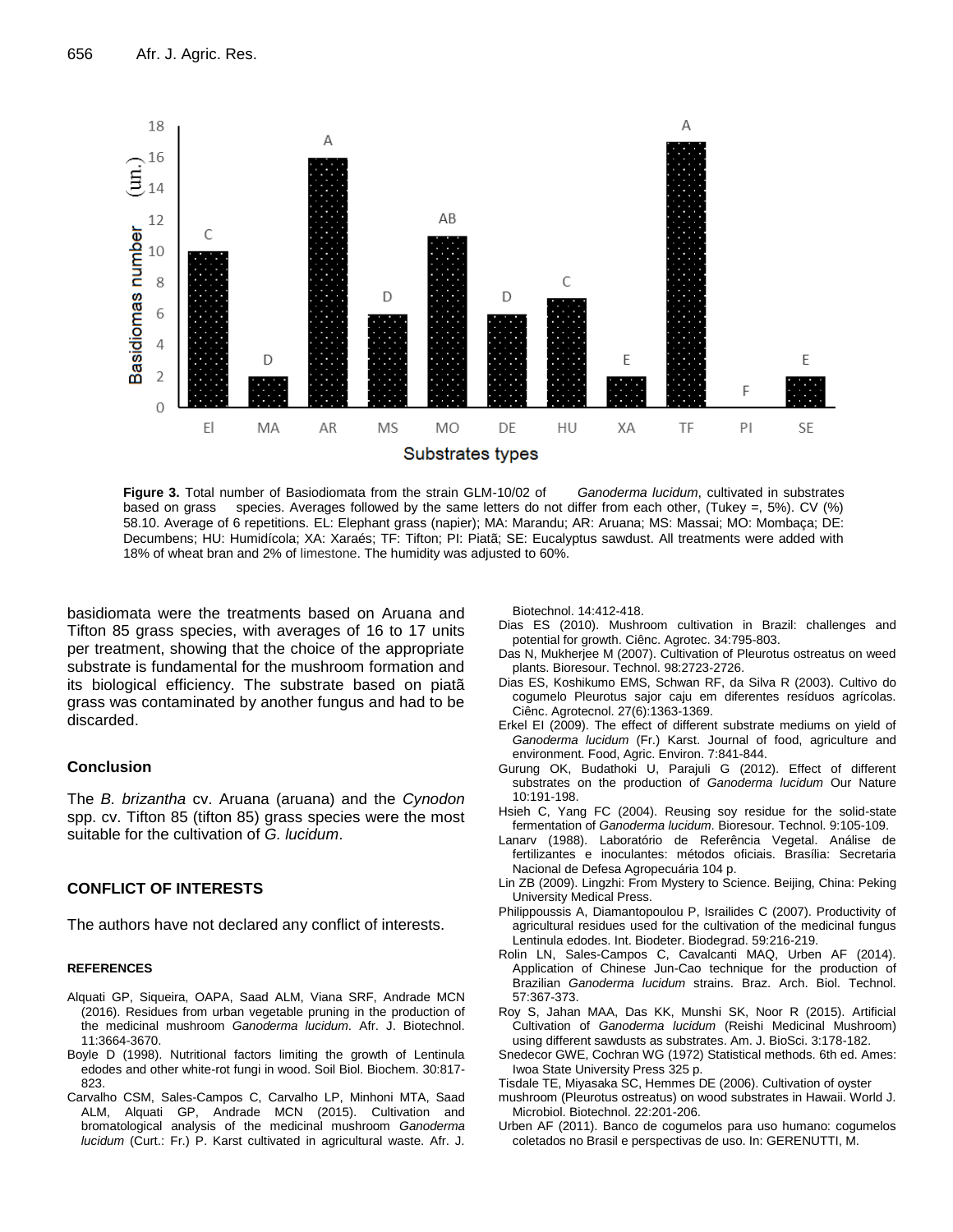**Figure 3.** Total number of Basiodiomata from the strain GLM-10/02 of *Ganoderma lucidum*, cultivated in substrates based on grass species. Averages followed by the same letters do not differ from each other, (Tukey =, 5%). CV (%) 58.10. Average of 6 repetitions. EL: Elephant grass (napier); MA: Marandu; AR: Aruana; MS: Massai; MO: Mombaça; DE: Decumbens; HU: Humidícola; XA: Xaraés; TF: Tifton; PI: Piatã; SE: Eucalyptus sawdust. All treatments were added with 18% of wheat bran and 2% of limestone. The humidity was adjusted to 60%.

basidiomata were the treatments based on Aruana and Tifton 85 grass species, with averages of 16 to 17 units per treatment, showing that the choice of the appropriate substrate is fundamental for the mushroom formation and its biological efficiency. The substrate based on piatã grass was contaminated by another fungus and had to be discarded.

### Conclusion

The *B. brizantha* cv. Aruana (aruana) and the *Cynodon* spp. cv. Tifton 85 (tifton 85) grass species were the most suitable for the cultivation of *G. lucidum*.

## CONFLICT OF INTERESTS

The authors have not declared any conflict of interests.

## REFERENCES

Alquati GP, Siqueira, OAPA, Saad ALM, Viana SRF, Andrade MCN (2016). Residues from urban vegetable pruning in the production of the medicinal mushroom *Ganoderma lucidum*. Afr. J. Biotechnol. 11:3664-3670.

Boyle D (1998). Nutritional factors limiting the growth of Lentinula edodes and other white-rot fungi in wood. Soil Biol. Biochem. 30:817-823.

Carvalho CSM, Sales-Campos C, Carvalho LP, Minhoni MTA, Saad ALM, Alquati GP, Andrade MCN (2015). Cultivation and bromatological analysis of the medicinal mushroom *Ganoderma lucidum* (Curt.: Fr.) P. Karst cultivated in agricultural waste. Afr. J. Biotechnol. 14:412-418.

Dias ES (2010). Mushroom cultivation in Brazil: challenges and potential for growth. Ciênc. Agrotec. 34:795-803.

Das N, Mukherjee M (2007). Cultivation of Pleurotus ostreatus on weed plants. Bioresour. Technol. 98:2723-2726.

Dias ES, Koshikumo EMS, Schwan RF, da Silva R (2003). Cultivo do cogumelo Pleurotus sajor caju em diferentes resíduos agrícolas. Ciênc. Agrotecnol. 27(6):1363-1369.

Erkel EI (2009). The effect of different substrate mediums on yield of *Ganoderma lucidum* (Fr.) Karst. Journal of food, agriculture and environment. Food, Agric. Environ. 7:841-844.

Gurung OK, Budathoki U, Parajuli G (2012). Effect of different substrates on the production of *Ganoderma lucidum* Our Nature 10:191-198.

Hsieh C, Yang FC (2004). Reusing soy residue for the solid-state fermentation of *Ganoderma lucidum*. Bioresour. Technol. 9:105-109.

Lanarv (1988). Laboratório de Referência Vegetal. Análise de fertilizantes e inoculantes: métodos oficiais. Brasília: Secretaria Nacional de Defesa Agropecuária 104 p.

Lin ZB (2009). Lingzhi: From Mystery to Science. Beijing, China: Peking University Medical Press.

Philippoussis A, Diamantopoulou P, Israilides C (2007). Productivity of agricultural residues used for the cultivation of the medicinal fungus Lentinula edodes. Int. Biodeter. Biodegrad. 59:216-219.

Rolin LN, Sales-Campos C, Cavalcanti MAQ, Urben AF (2014). Application of Chinese Jun-Cao technique for the production of Brazilian *Ganoderma lucidum* strains. Braz. Arch. Biol. Technol. 57:367-373.

Roy S, Jahan MAA, Das KK, Munshi SK, Noor R (2015). Artificial Cultivation of *Ganoderma lucidum* (Reishi Medicinal Mushroom) using different sawdusts as substrates. Am. J. BioSci. 3:178-182.

Snedecor GWE, Cochran WG (1972) Statistical methods. 6th ed. Ames: Iwoa State University Press 325 p.

Tisdale TE, Miyasaka SC, Hemmes DE (2006). Cultivation of oyster mushroom (Pleurotus ostreatus) on wood substrates in Hawaii. World J. Microbiol. Biotechnol. 22:201-206.

Urben AF (2011). Banco de cogumelos para uso humano: cogumelos coletados no Brasil e perspectivas de uso. In: GERENUTTI, M.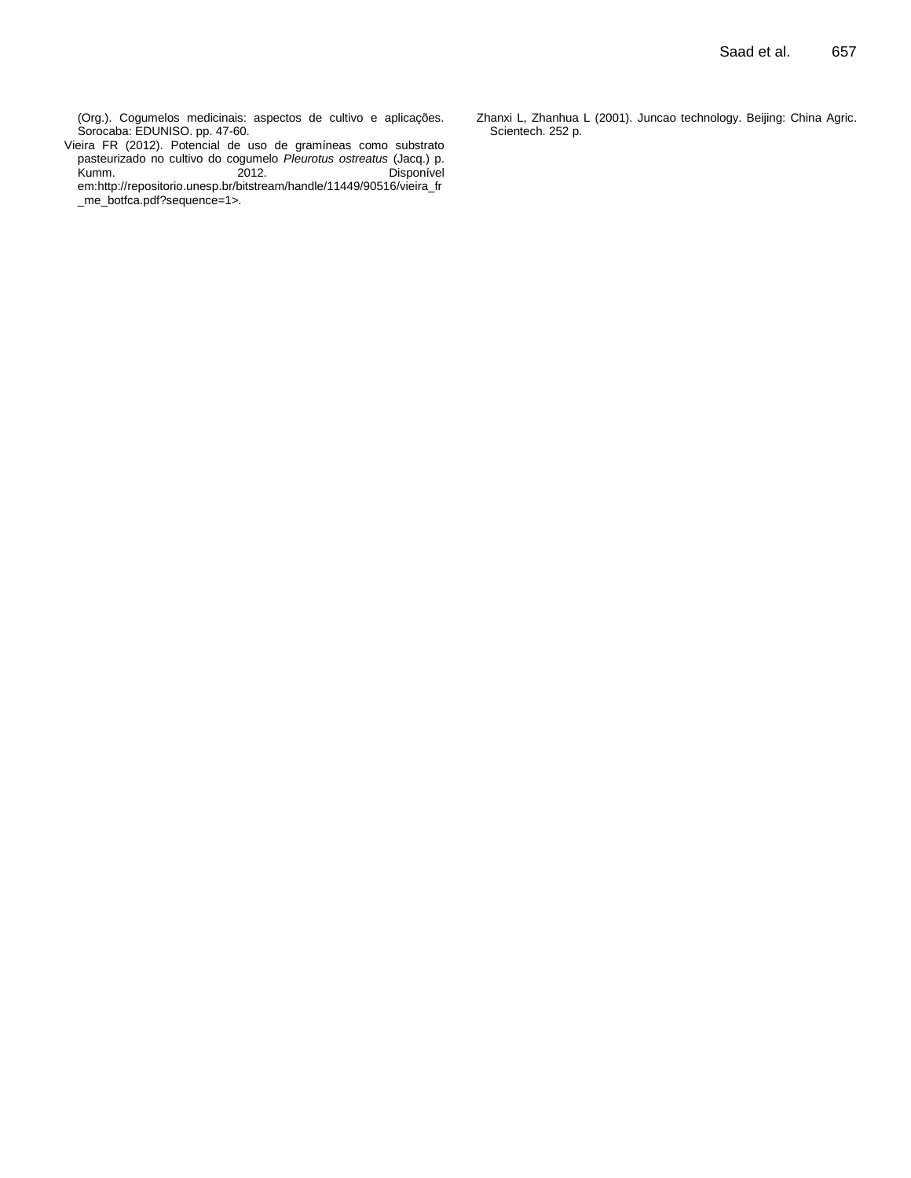(Org.). Cogumelos medicinais: aspectos de cultivo e aplicações. Sorocaba: EDUNISO. pp. 47-60.

Vieira FR (2012). Potencial de uso de gramíneas como substrato pasteurizado no cultivo do cogumelo *Pleurotus ostreatus* (Jacq.) p. Kumm. 2012. Disponível em:http://repositorio.unesp.br/bitstream/handle/11449/90516/vieira_fr_me_botfca.pdf?sequence=1>.

Zhanxi L, Zhanhua L (2001). Juncao technology. Beijing: China Agric. Scientech. 252 p.